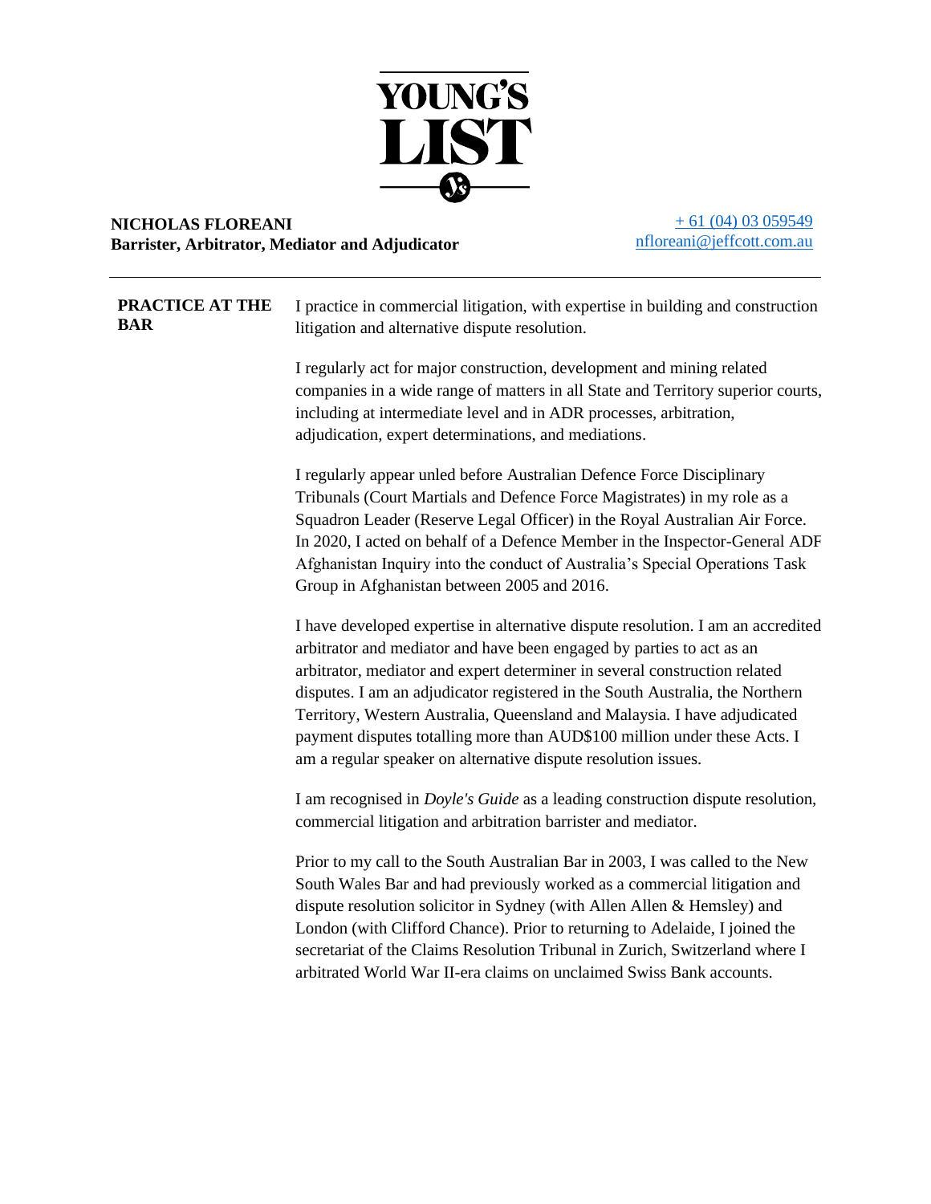# YOUNG'S LIST

**NICHOLAS FLOREANI**
**Barrister, Arbitrator, Mediator and Adjudicator**

+ 61 (04) 03 059549
nfloreani@jeffcott.com.au

---

**PRACTICE AT THE BAR**

I practice in commercial litigation, with expertise in building and construction litigation and alternative dispute resolution.

I regularly act for major construction, development and mining related companies in a wide range of matters in all State and Territory superior courts, including at intermediate level and in ADR processes, arbitration, adjudication, expert determinations, and mediations.

I regularly appear unled before Australian Defence Force Disciplinary Tribunals (Court Martials and Defence Force Magistrates) in my role as a Squadron Leader (Reserve Legal Officer) in the Royal Australian Air Force. In 2020, I acted on behalf of a Defence Member in the Inspector-General ADF Afghanistan Inquiry into the conduct of Australia's Special Operations Task Group in Afghanistan between 2005 and 2016.

I have developed expertise in alternative dispute resolution. I am an accredited arbitrator and mediator and have been engaged by parties to act as an arbitrator, mediator and expert determiner in several construction related disputes. I am an adjudicator registered in the South Australia, the Northern Territory, Western Australia, Queensland and Malaysia. I have adjudicated payment disputes totalling more than AUD$100 million under these Acts. I am a regular speaker on alternative dispute resolution issues.

I am recognised in *Doyle's Guide* as a leading construction dispute resolution, commercial litigation and arbitration barrister and mediator.

Prior to my call to the South Australian Bar in 2003, I was called to the New South Wales Bar and had previously worked as a commercial litigation and dispute resolution solicitor in Sydney (with Allen Allen & Hemsley) and London (with Clifford Chance). Prior to returning to Adelaide, I joined the secretariat of the Claims Resolution Tribunal in Zurich, Switzerland where I arbitrated World War II-era claims on unclaimed Swiss Bank accounts.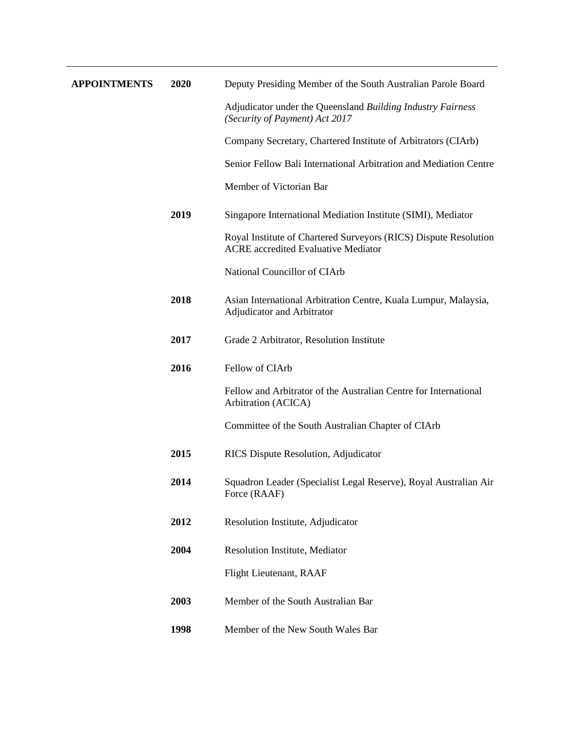| **APPOINTMENTS** | **2020** | Deputy Presiding Member of the South Australian Parole Board |
|---|---|---|
| | | Adjudicator under the Queensland *Building Industry Fairness (Security of Payment) Act 2017* |
| | | Company Secretary, Chartered Institute of Arbitrators (CIArb) |
| | | Senior Fellow Bali International Arbitration and Mediation Centre |
| | | Member of Victorian Bar |
| | **2019** | Singapore International Mediation Institute (SIMI), Mediator |
| | | Royal Institute of Chartered Surveyors (RICS) Dispute Resolution ACRE accredited Evaluative Mediator |
| | | National Councillor of CIArb |
| | **2018** | Asian International Arbitration Centre, Kuala Lumpur, Malaysia, Adjudicator and Arbitrator |
| | **2017** | Grade 2 Arbitrator, Resolution Institute |
| | **2016** | Fellow of CIArb |
| | | Fellow and Arbitrator of the Australian Centre for International Arbitration (ACICA) |
| | | Committee of the South Australian Chapter of CIArb |
| | **2015** | RICS Dispute Resolution, Adjudicator |
| | **2014** | Squadron Leader (Specialist Legal Reserve), Royal Australian Air Force (RAAF) |
| | **2012** | Resolution Institute, Adjudicator |
| | **2004** | Resolution Institute, Mediator |
| | | Flight Lieutenant, RAAF |
| | **2003** | Member of the South Australian Bar |
| | **1998** | Member of the New South Wales Bar |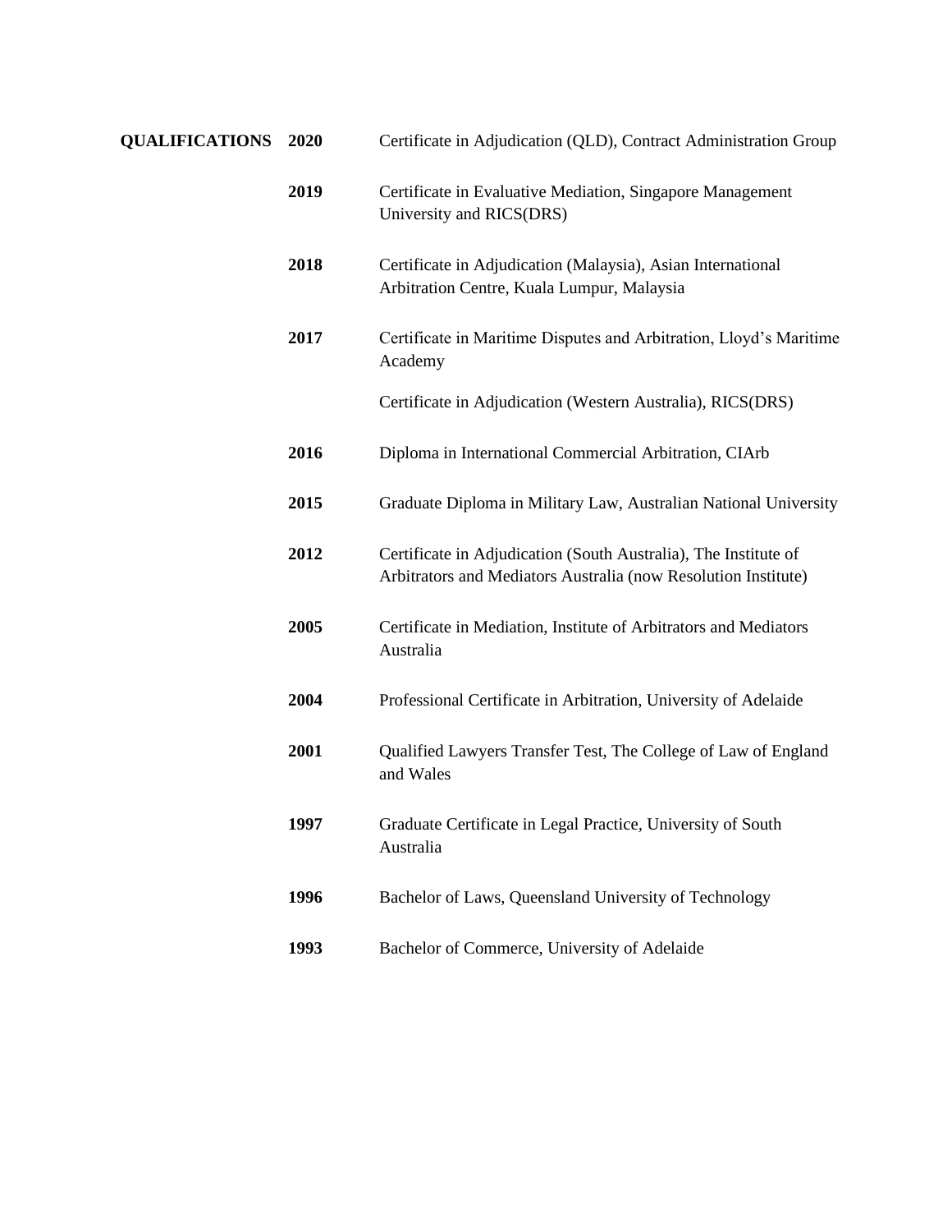**QUALIFICATIONS**

| Year | Qualification |
|---|---|
| **2020** | Certificate in Adjudication (QLD), Contract Administration Group |
| **2019** | Certificate in Evaluative Mediation, Singapore Management University and RICS(DRS) |
| **2018** | Certificate in Adjudication (Malaysia), Asian International Arbitration Centre, Kuala Lumpur, Malaysia |
| **2017** | Certificate in Maritime Disputes and Arbitration, Lloyd's Maritime Academy |
| | Certificate in Adjudication (Western Australia), RICS(DRS) |
| **2016** | Diploma in International Commercial Arbitration, CIArb |
| **2015** | Graduate Diploma in Military Law, Australian National University |
| **2012** | Certificate in Adjudication (South Australia), The Institute of Arbitrators and Mediators Australia (now Resolution Institute) |
| **2005** | Certificate in Mediation, Institute of Arbitrators and Mediators Australia |
| **2004** | Professional Certificate in Arbitration, University of Adelaide |
| **2001** | Qualified Lawyers Transfer Test, The College of Law of England and Wales |
| **1997** | Graduate Certificate in Legal Practice, University of South Australia |
| **1996** | Bachelor of Laws, Queensland University of Technology |
| **1993** | Bachelor of Commerce, University of Adelaide |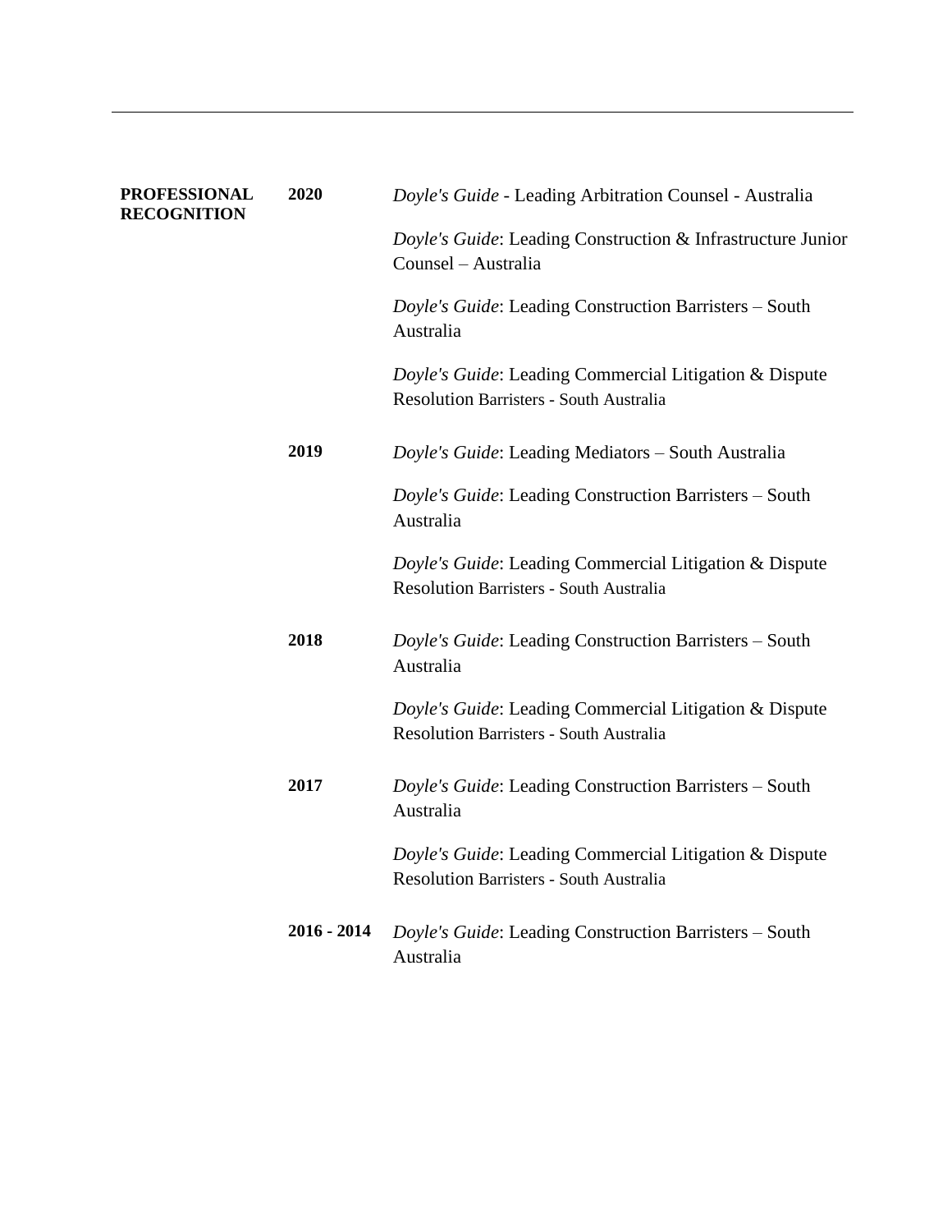| **PROFESSIONAL RECOGNITION** | **2020** | *Doyle's Guide* - Leading Arbitration Counsel - Australia |
|---|---|---|
| | | *Doyle's Guide*: Leading Construction & Infrastructure Junior Counsel – Australia |
| | | *Doyle's Guide*: Leading Construction Barristers – South Australia |
| | | *Doyle's Guide*: Leading Commercial Litigation & Dispute Resolution Barristers - South Australia |
| | **2019** | *Doyle's Guide*: Leading Mediators – South Australia |
| | | *Doyle's Guide*: Leading Construction Barristers – South Australia |
| | | *Doyle's Guide*: Leading Commercial Litigation & Dispute Resolution Barristers - South Australia |
| | **2018** | *Doyle's Guide*: Leading Construction Barristers – South Australia |
| | | *Doyle's Guide*: Leading Commercial Litigation & Dispute Resolution Barristers - South Australia |
| | **2017** | *Doyle's Guide*: Leading Construction Barristers – South Australia |
| | | *Doyle's Guide*: Leading Commercial Litigation & Dispute Resolution Barristers - South Australia |
| | **2016 - 2014** | *Doyle's Guide*: Leading Construction Barristers – South Australia |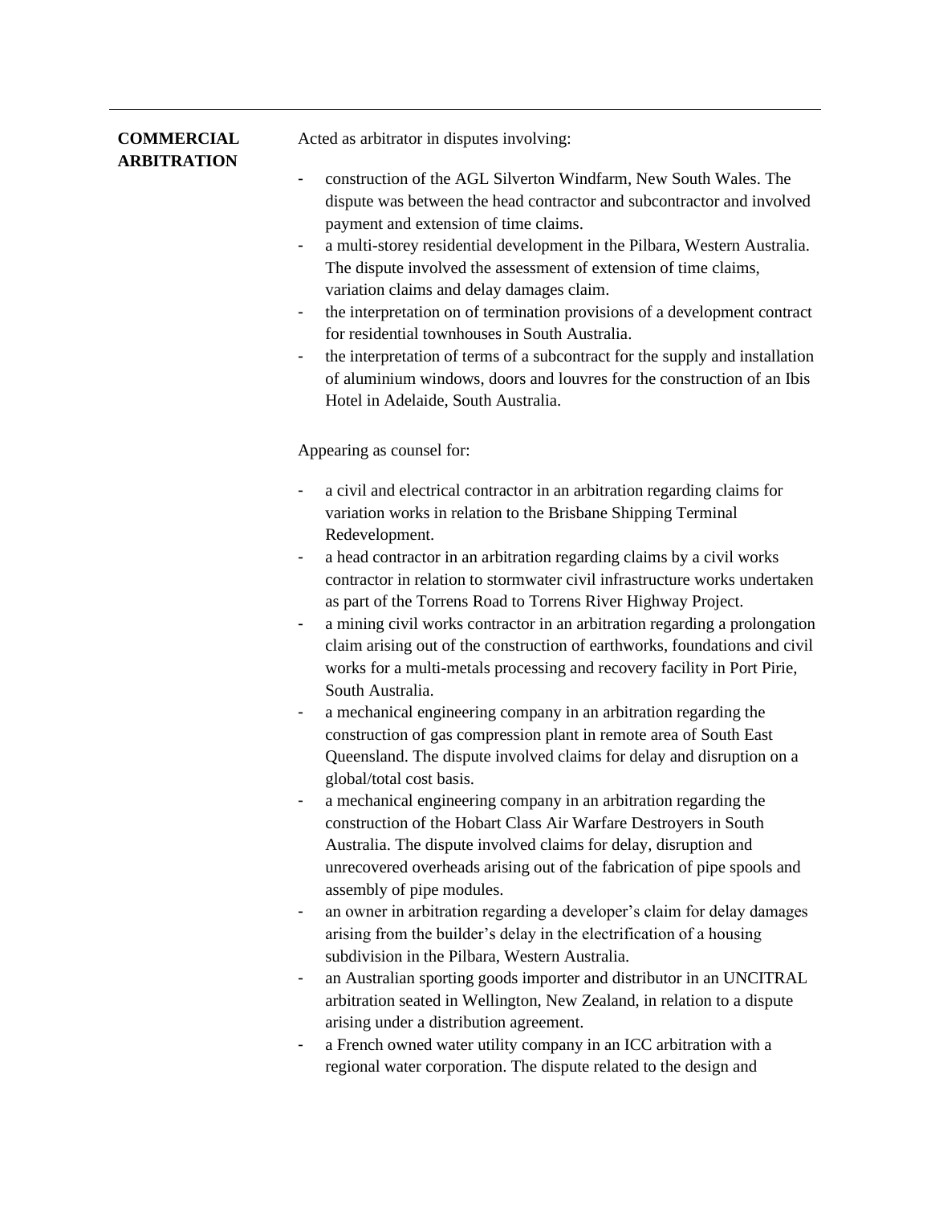---

**COMMERCIAL ARBITRATION**

Acted as arbitrator in disputes involving:

- construction of the AGL Silverton Windfarm, New South Wales. The dispute was between the head contractor and subcontractor and involved payment and extension of time claims.
- a multi-storey residential development in the Pilbara, Western Australia. The dispute involved the assessment of extension of time claims, variation claims and delay damages claim.
- the interpretation on of termination provisions of a development contract for residential townhouses in South Australia.
- the interpretation of terms of a subcontract for the supply and installation of aluminium windows, doors and louvres for the construction of an Ibis Hotel in Adelaide, South Australia.

Appearing as counsel for:

- a civil and electrical contractor in an arbitration regarding claims for variation works in relation to the Brisbane Shipping Terminal Redevelopment.
- a head contractor in an arbitration regarding claims by a civil works contractor in relation to stormwater civil infrastructure works undertaken as part of the Torrens Road to Torrens River Highway Project.
- a mining civil works contractor in an arbitration regarding a prolongation claim arising out of the construction of earthworks, foundations and civil works for a multi-metals processing and recovery facility in Port Pirie, South Australia.
- a mechanical engineering company in an arbitration regarding the construction of gas compression plant in remote area of South East Queensland. The dispute involved claims for delay and disruption on a global/total cost basis.
- a mechanical engineering company in an arbitration regarding the construction of the Hobart Class Air Warfare Destroyers in South Australia. The dispute involved claims for delay, disruption and unrecovered overheads arising out of the fabrication of pipe spools and assembly of pipe modules.
- an owner in arbitration regarding a developer's claim for delay damages arising from the builder's delay in the electrification of a housing subdivision in the Pilbara, Western Australia.
- an Australian sporting goods importer and distributor in an UNCITRAL arbitration seated in Wellington, New Zealand, in relation to a dispute arising under a distribution agreement.
- a French owned water utility company in an ICC arbitration with a regional water corporation. The dispute related to the design and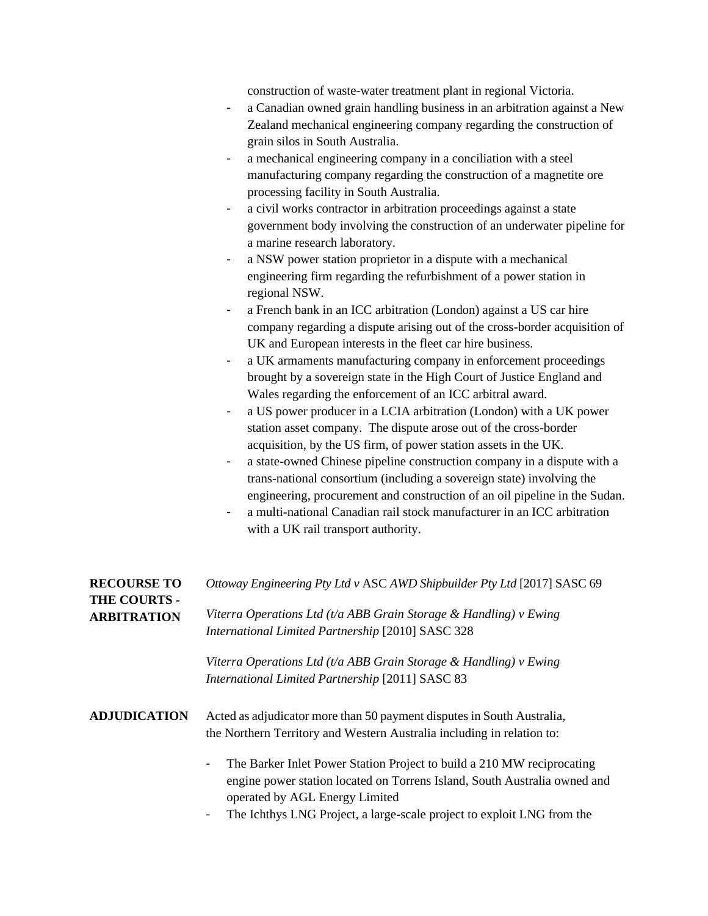construction of waste-water treatment plant in regional Victoria.

- a Canadian owned grain handling business in an arbitration against a New Zealand mechanical engineering company regarding the construction of grain silos in South Australia.
- a mechanical engineering company in a conciliation with a steel manufacturing company regarding the construction of a magnetite ore processing facility in South Australia.
- a civil works contractor in arbitration proceedings against a state government body involving the construction of an underwater pipeline for a marine research laboratory.
- a NSW power station proprietor in a dispute with a mechanical engineering firm regarding the refurbishment of a power station in regional NSW.
- a French bank in an ICC arbitration (London) against a US car hire company regarding a dispute arising out of the cross-border acquisition of UK and European interests in the fleet car hire business.
- a UK armaments manufacturing company in enforcement proceedings brought by a sovereign state in the High Court of Justice England and Wales regarding the enforcement of an ICC arbitral award.
- a US power producer in a LCIA arbitration (London) with a UK power station asset company. The dispute arose out of the cross-border acquisition, by the US firm, of power station assets in the UK.
- a state-owned Chinese pipeline construction company in a dispute with a trans-national consortium (including a sovereign state) involving the engineering, procurement and construction of an oil pipeline in the Sudan.
- a multi-national Canadian rail stock manufacturer in an ICC arbitration with a UK rail transport authority.

**RECOURSE TO THE COURTS - ARBITRATION**

*Ottoway Engineering Pty Ltd v* ASC *AWD Shipbuilder Pty Ltd* [2017] SASC 69

*Viterra Operations Ltd (t/a ABB Grain Storage & Handling) v Ewing International Limited Partnership* [2010] SASC 328

*Viterra Operations Ltd (t/a ABB Grain Storage & Handling) v Ewing International Limited Partnership* [2011] SASC 83

**ADJUDICATION**

Acted as adjudicator more than 50 payment disputes in South Australia, the Northern Territory and Western Australia including in relation to:

- The Barker Inlet Power Station Project to build a 210 MW reciprocating engine power station located on Torrens Island, South Australia owned and operated by AGL Energy Limited
- The Ichthys LNG Project, a large-scale project to exploit LNG from the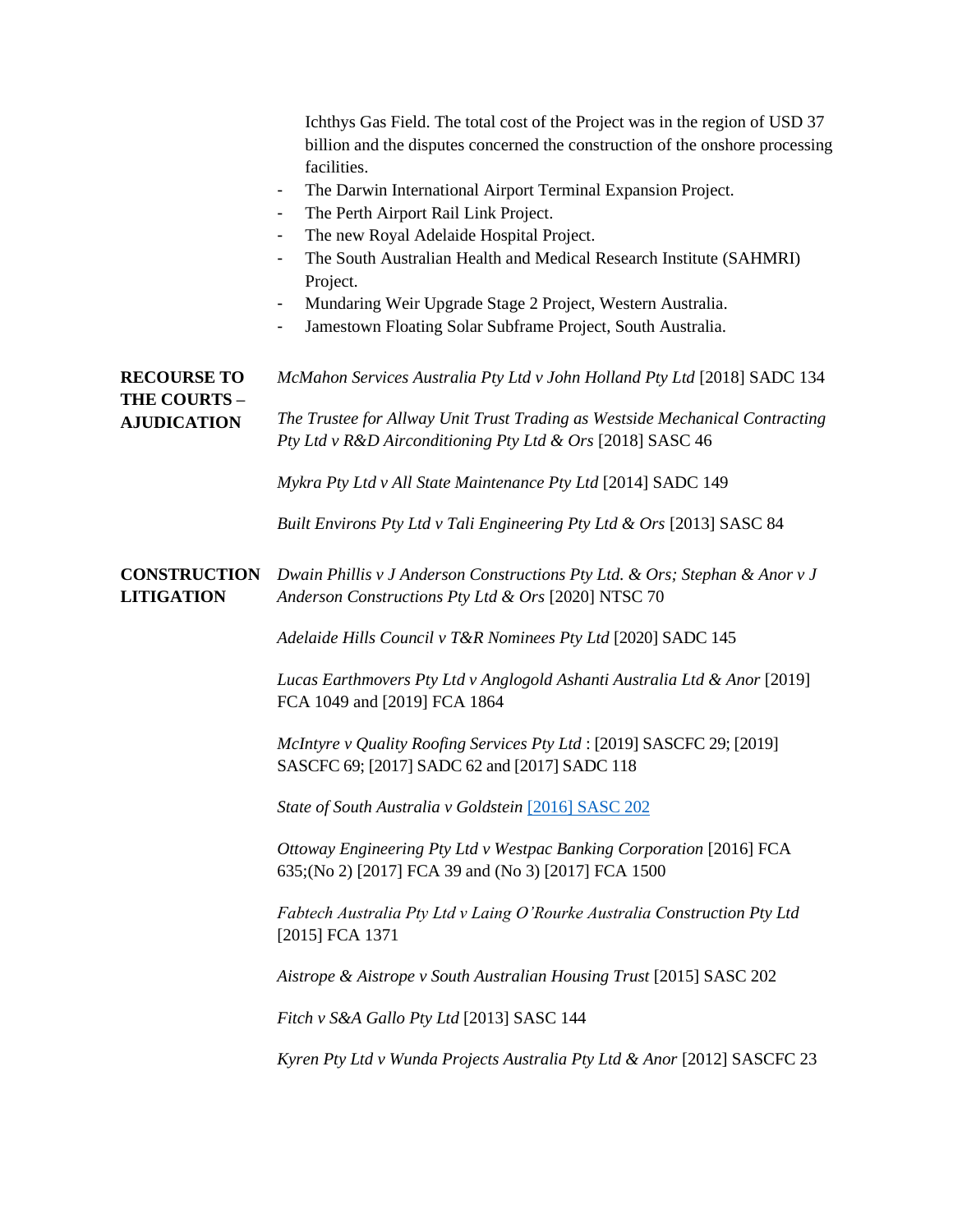Ichthys Gas Field. The total cost of the Project was in the region of USD 37 billion and the disputes concerned the construction of the onshore processing facilities.

- The Darwin International Airport Terminal Expansion Project.
- The Perth Airport Rail Link Project.
- The new Royal Adelaide Hospital Project.
- The South Australian Health and Medical Research Institute (SAHMRI) Project.
- Mundaring Weir Upgrade Stage 2 Project, Western Australia.
- Jamestown Floating Solar Subframe Project, South Australia.

**RECOURSE TO THE COURTS – AJUDICATION**

*McMahon Services Australia Pty Ltd v John Holland Pty Ltd* [2018] SADC 134

*The Trustee for Allway Unit Trust Trading as Westside Mechanical Contracting Pty Ltd v R&D Airconditioning Pty Ltd & Ors* [2018] SASC 46

*Mykra Pty Ltd v All State Maintenance Pty Ltd* [2014] SADC 149

*Built Environs Pty Ltd v Tali Engineering Pty Ltd & Ors* [2013] SASC 84

**CONSTRUCTION LITIGATION**

*Dwain Phillis v J Anderson Constructions Pty Ltd. & Ors; Stephan & Anor v J Anderson Constructions Pty Ltd & Ors* [2020] NTSC 70

*Adelaide Hills Council v T&R Nominees Pty Ltd* [2020] SADC 145

*Lucas Earthmovers Pty Ltd v Anglogold Ashanti Australia Ltd & Anor* [2019] FCA 1049 and [2019] FCA 1864

*McIntyre v Quality Roofing Services Pty Ltd* : [2019] SASCFC 29; [2019] SASCFC 69; [2017] SADC 62 and [2017] SADC 118

*State of South Australia v Goldstein* [2016] SASC 202

*Ottoway Engineering Pty Ltd v Westpac Banking Corporation* [2016] FCA 635;(No 2) [2017] FCA 39 and (No 3) [2017] FCA 1500

*Fabtech Australia Pty Ltd v Laing O'Rourke Australia Construction Pty Ltd* [2015] FCA 1371

*Aistrope & Aistrope v South Australian Housing Trust* [2015] SASC 202

*Fitch v S&A Gallo Pty Ltd* [2013] SASC 144

*Kyren Pty Ltd v Wunda Projects Australia Pty Ltd & Anor* [2012] SASCFC 23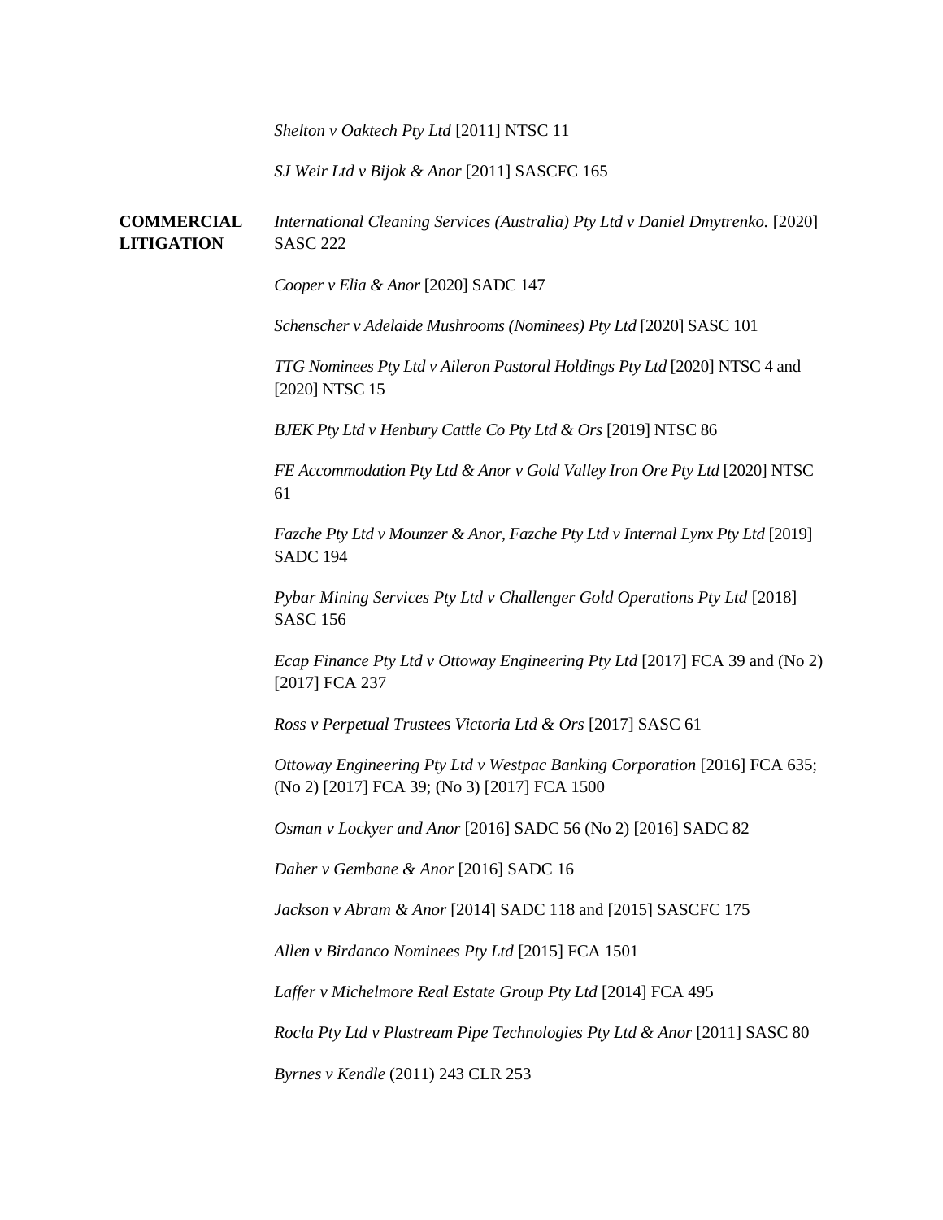*Shelton v Oaktech Pty Ltd* [2011] NTSC 11

*SJ Weir Ltd v Bijok & Anor* [2011] SASCFC 165

**COMMERCIAL LITIGATION**

*International Cleaning Services (Australia) Pty Ltd v Daniel Dmytrenko.* [2020] SASC 222

*Cooper v Elia & Anor* [2020] SADC 147

*Schenscher v Adelaide Mushrooms (Nominees) Pty Ltd* [2020] SASC 101

*TTG Nominees Pty Ltd v Aileron Pastoral Holdings Pty Ltd* [2020] NTSC 4 and [2020] NTSC 15

*BJEK Pty Ltd v Henbury Cattle Co Pty Ltd & Ors* [2019] NTSC 86

*FE Accommodation Pty Ltd & Anor v Gold Valley Iron Ore Pty Ltd* [2020] NTSC 61

*Fazche Pty Ltd v Mounzer & Anor, Fazche Pty Ltd v Internal Lynx Pty Ltd* [2019] SADC 194

*Pybar Mining Services Pty Ltd v Challenger Gold Operations Pty Ltd* [2018] SASC 156

*Ecap Finance Pty Ltd v Ottoway Engineering Pty Ltd* [2017] FCA 39 and (No 2) [2017] FCA 237

*Ross v Perpetual Trustees Victoria Ltd & Ors* [2017] SASC 61

*Ottoway Engineering Pty Ltd v Westpac Banking Corporation* [2016] FCA 635; (No 2) [2017] FCA 39; (No 3) [2017] FCA 1500

*Osman v Lockyer and Anor* [2016] SADC 56 (No 2) [2016] SADC 82

*Daher v Gembane & Anor* [2016] SADC 16

*Jackson v Abram & Anor* [2014] SADC 118 and [2015] SASCFC 175

*Allen v Birdanco Nominees Pty Ltd* [2015] FCA 1501

*Laffer v Michelmore Real Estate Group Pty Ltd* [2014] FCA 495

*Rocla Pty Ltd v Plastream Pipe Technologies Pty Ltd & Anor* [2011] SASC 80

*Byrnes v Kendle* (2011) 243 CLR 253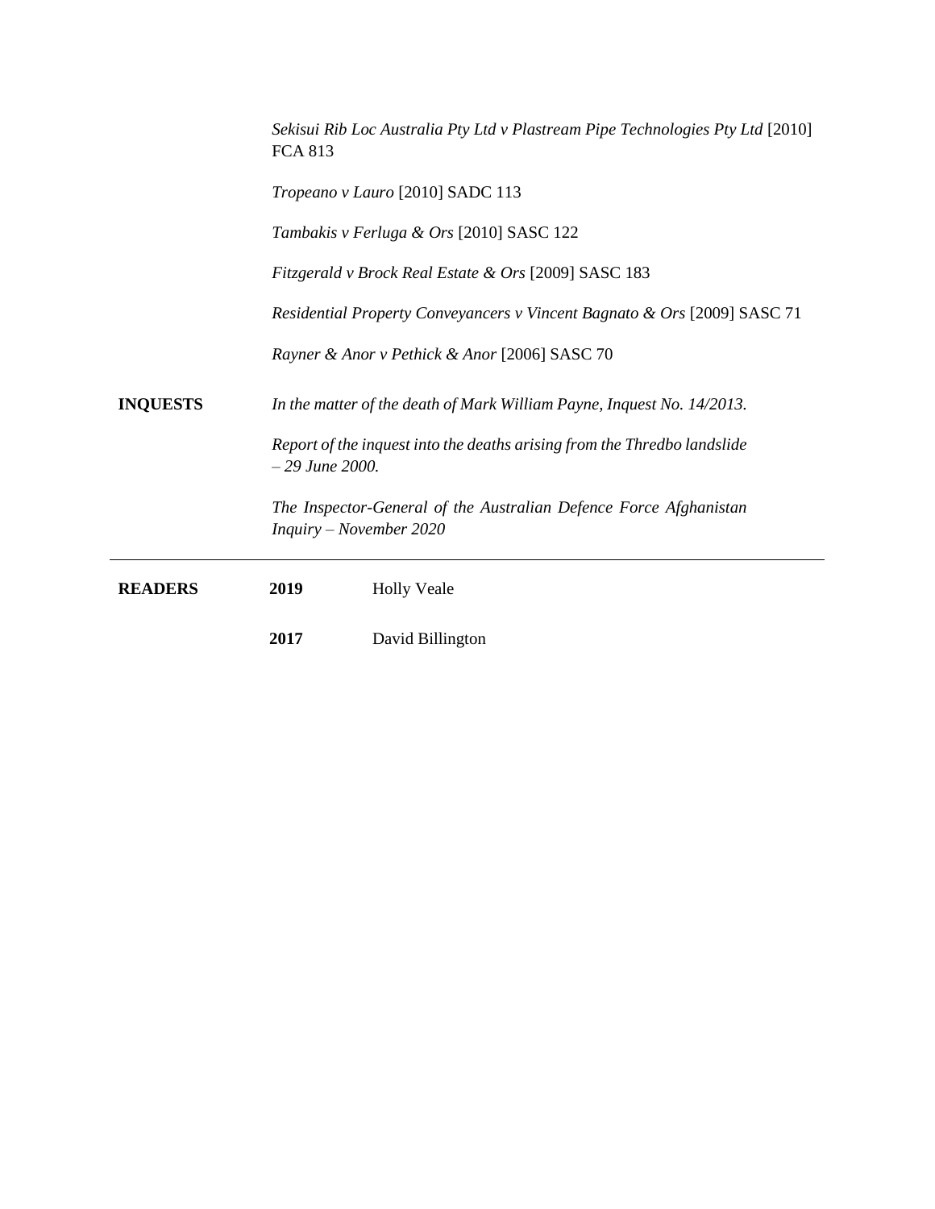| | | |
|---|---|---|
| | *Sekisui Rib Loc Australia Pty Ltd v Plastream Pipe Technologies Pty Ltd* [2010] FCA 813 | |
| | *Tropeano v Lauro* [2010] SADC 113 | |
| | *Tambakis v Ferluga & Ors* [2010] SASC 122 | |
| | *Fitzgerald v Brock Real Estate & Ors* [2009] SASC 183 | |
| | *Residential Property Conveyancers v Vincent Bagnato & Ors* [2009] SASC 71 | |
| | *Rayner & Anor v Pethick & Anor* [2006] SASC 70 | |
| **INQUESTS** | *In the matter of the death of Mark William Payne, Inquest No. 14/2013.* | |
| | *Report of the inquest into the deaths arising from the Thredbo landslide – 29 June 2000.* | |
| | *The Inspector-General of the Australian Defence Force Afghanistan Inquiry – November 2020* | |

| | | |
|---|---|---|
| **READERS** | **2019** | Holly Veale |
| | **2017** | David Billington |